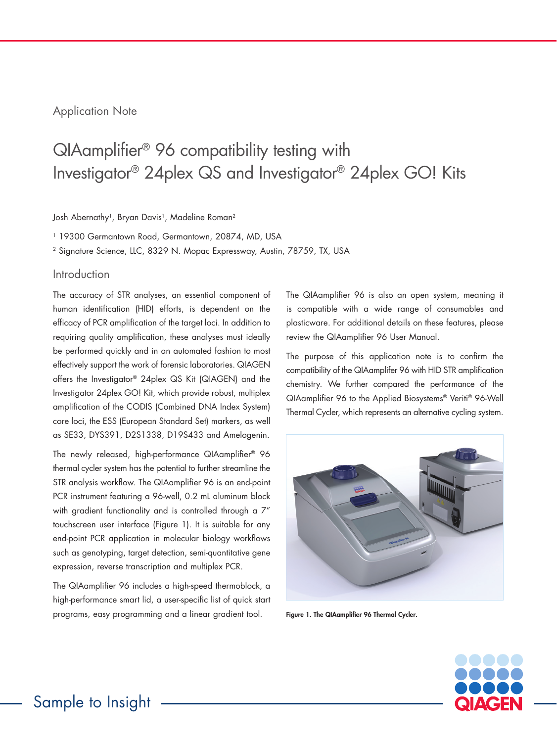Application Note

# QIAamplifier® 96 compatibility testing with Investigator® 24plex QS and Investigator® 24plex GO! Kits

Josh Abernathy[1], Bryan Davis[1], Madeline Roman[2]

[1] 19300 Germantown Road, Germantown, 20874, MD, USA

[2] Signature Science, LLC, 8329 N. Mopac Expressway, Austin, 78759, TX, USA

## Introduction

The accuracy of STR analyses, an essential component of human identification (HID) efforts, is dependent on the efficacy of PCR amplification of the target loci. In addition to requiring quality amplification, these analyses must ideally be performed quickly and in an automated fashion to most effectively support the work of forensic laboratories. QIAGEN offers the Investigator® 24plex QS Kit (QIAGEN) and the Investigator 24plex GO! Kit, which provide robust, multiplex amplification of the CODIS (Combined DNA Index System) core loci, the ESS (European Standard Set) markers, as well as SE33, DYS391, D2S1338, D19S433 and Amelogenin.

The newly released, high-performance QIAamplifier® 96 thermal cycler system has the potential to further streamline the STR analysis workflow. The QIAamplifier 96 is an end-point PCR instrument featuring a 96-well, 0.2 mL aluminum block with gradient functionality and is controlled through a 7" touchscreen user interface (Figure 1). It is suitable for any end-point PCR application in molecular biology workflows such as genotyping, target detection, semi-quantitative gene expression, reverse transcription and multiplex PCR.

The QIAamplifier 96 includes a high-speed thermoblock, a high-performance smart lid, a user-specific list of quick start programs, easy programming and a linear gradient tool.

The QIAamplifier 96 is also an open system, meaning it is compatible with a wide range of consumables and plasticware. For additional details on these features, please review the QIAamplifier 96 User Manual.

The purpose of this application note is to confirm the compatibility of the QIAamplifer 96 with HID STR amplification chemistry. We further compared the performance of the QIAamplifier 96 to the Applied Biosystems® Veriti® 96-Well Thermal Cycler, which represents an alternative cycling system.

**Figure 1. The QIAamplifier 96 Thermal Cycler.**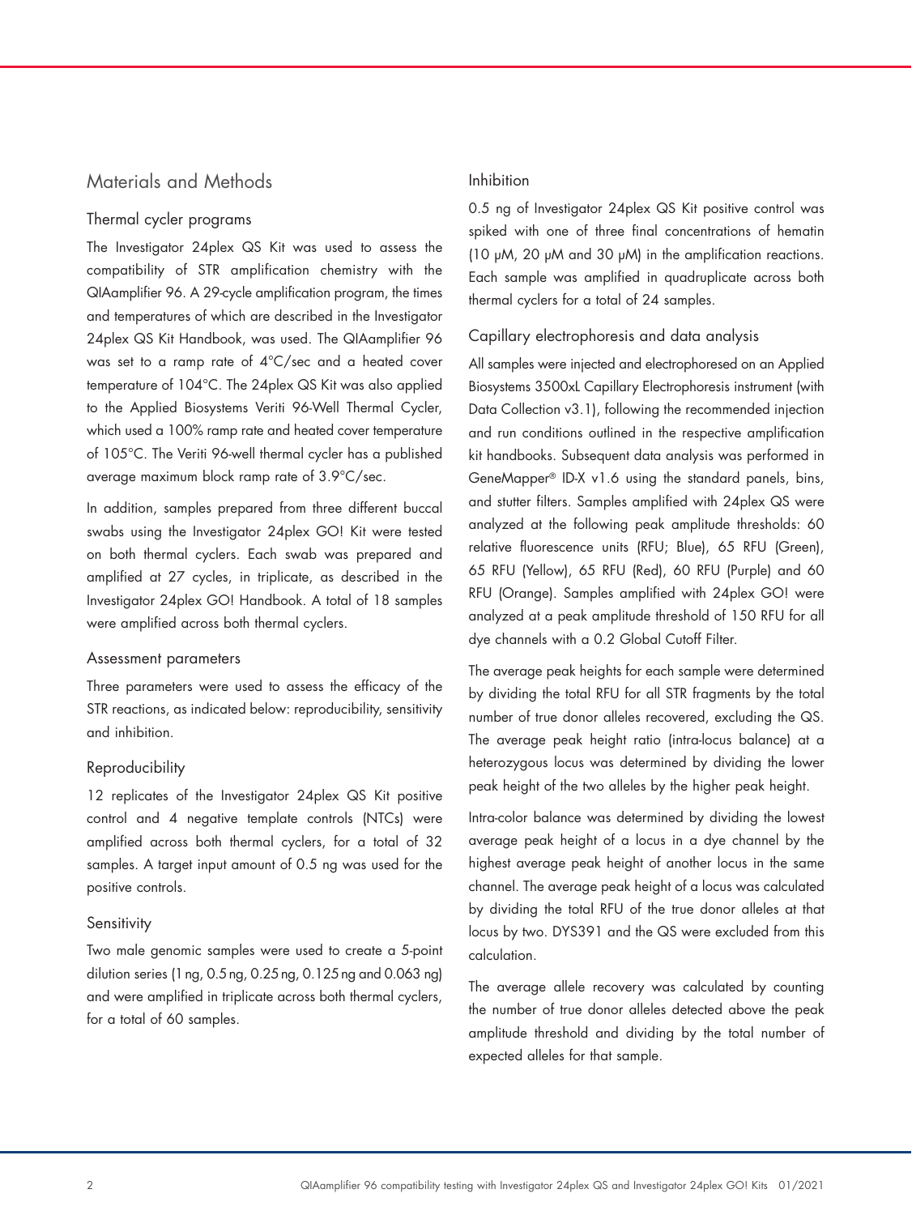## Materials and Methods

### Thermal cycler programs

The Investigator 24plex QS Kit was used to assess the compatibility of STR amplification chemistry with the QIAamplifier 96. A 29-cycle amplification program, the times and temperatures of which are described in the Investigator 24plex QS Kit Handbook, was used. The QIAamplifier 96 was set to a ramp rate of 4°C/sec and a heated cover temperature of 104°C. The 24plex QS Kit was also applied to the Applied Biosystems Veriti 96-Well Thermal Cycler, which used a 100% ramp rate and heated cover temperature of 105°C. The Veriti 96-well thermal cycler has a published average maximum block ramp rate of 3.9°C/sec.

In addition, samples prepared from three different buccal swabs using the Investigator 24plex GO! Kit were tested on both thermal cyclers. Each swab was prepared and amplified at 27 cycles, in triplicate, as described in the Investigator 24plex GO! Handbook. A total of 18 samples were amplified across both thermal cyclers.

### Assessment parameters

Three parameters were used to assess the efficacy of the STR reactions, as indicated below: reproducibility, sensitivity and inhibition.

### Reproducibility

12 replicates of the Investigator 24plex QS Kit positive control and 4 negative template controls (NTCs) were amplified across both thermal cyclers, for a total of 32 samples. A target input amount of 0.5 ng was used for the positive controls.

### Sensitivity

Two male genomic samples were used to create a 5-point dilution series (1 ng, 0.5 ng, 0.25 ng, 0.125 ng and 0.063 ng) and were amplified in triplicate across both thermal cyclers, for a total of 60 samples.

### Inhibition

0.5 ng of Investigator 24plex QS Kit positive control was spiked with one of three final concentrations of hematin (10 µM, 20 µM and 30 µM) in the amplification reactions. Each sample was amplified in quadruplicate across both thermal cyclers for a total of 24 samples.

### Capillary electrophoresis and data analysis

All samples were injected and electrophoresed on an Applied Biosystems 3500xL Capillary Electrophoresis instrument (with Data Collection v3.1), following the recommended injection and run conditions outlined in the respective amplification kit handbooks. Subsequent data analysis was performed in GeneMapper® ID-X v1.6 using the standard panels, bins, and stutter filters. Samples amplified with 24plex QS were analyzed at the following peak amplitude thresholds: 60 relative fluorescence units (RFU; Blue), 65 RFU (Green), 65 RFU (Yellow), 65 RFU (Red), 60 RFU (Purple) and 60 RFU (Orange). Samples amplified with 24plex GO! were analyzed at a peak amplitude threshold of 150 RFU for all dye channels with a 0.2 Global Cutoff Filter.

The average peak heights for each sample were determined by dividing the total RFU for all STR fragments by the total number of true donor alleles recovered, excluding the QS. The average peak height ratio (intra-locus balance) at a heterozygous locus was determined by dividing the lower peak height of the two alleles by the higher peak height.

Intra-color balance was determined by dividing the lowest average peak height of a locus in a dye channel by the highest average peak height of another locus in the same channel. The average peak height of a locus was calculated by dividing the total RFU of the true donor alleles at that locus by two. DYS391 and the QS were excluded from this calculation.

The average allele recovery was calculated by counting the number of true donor alleles detected above the peak amplitude threshold and dividing by the total number of expected alleles for that sample.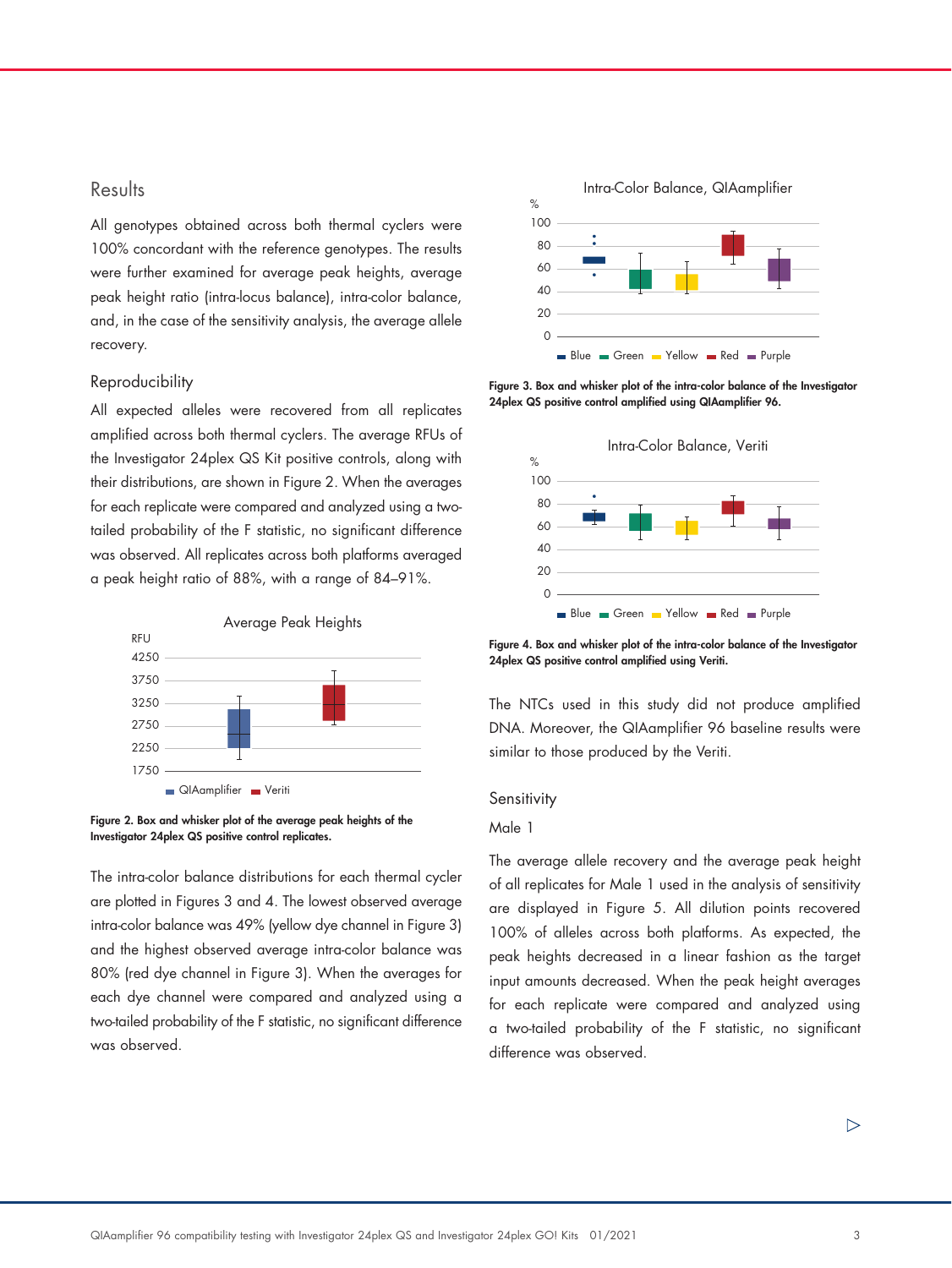## Results

All genotypes obtained across both thermal cyclers were 100% concordant with the reference genotypes. The results were further examined for average peak heights, average peak height ratio (intra-locus balance), intra-color balance, and, in the case of the sensitivity analysis, the average allele recovery.

### Reproducibility

All expected alleles were recovered from all replicates amplified across both thermal cyclers. The average RFUs of the Investigator 24plex QS Kit positive controls, along with their distributions, are shown in Figure 2. When the averages for each replicate were compared and analyzed using a two-tailed probability of the F statistic, no significant difference was observed. All replicates across both platforms averaged a peak height ratio of 88%, with a range of 84–91%.

**Figure 2. Box and whisker plot of the average peak heights of the Investigator 24plex QS positive control replicates.**

The intra-color balance distributions for each thermal cycler are plotted in Figures 3 and 4. The lowest observed average intra-color balance was 49% (yellow dye channel in Figure 3) and the highest observed average intra-color balance was 80% (red dye channel in Figure 3). When the averages for each dye channel were compared and analyzed using a two-tailed probability of the F statistic, no significant difference was observed.

**Figure 3. Box and whisker plot of the intra-color balance of the Investigator 24plex QS positive control amplified using QIAamplifier 96.**

**Figure 4. Box and whisker plot of the intra-color balance of the Investigator 24plex QS positive control amplified using Veriti.**

The NTCs used in this study did not produce amplified DNA. Moreover, the QIAamplifier 96 baseline results were similar to those produced by the Veriti.

### Sensitivity

#### Male 1

The average allele recovery and the average peak height of all replicates for Male 1 used in the analysis of sensitivity are displayed in Figure 5. All dilution points recovered 100% of alleles across both platforms. As expected, the peak heights decreased in a linear fashion as the target input amounts decreased. When the peak height averages for each replicate were compared and analyzed using a two-tailed probability of the F statistic, no significant difference was observed.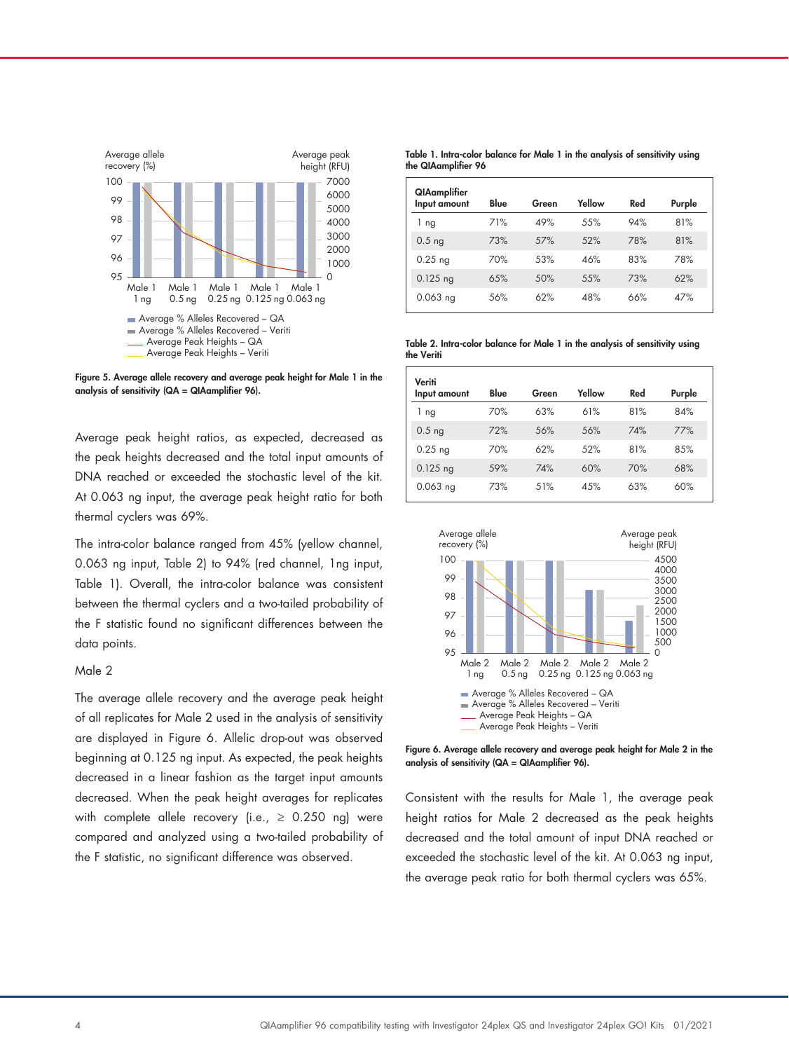Figure 5. Average allele recovery and average peak height for Male 1 in the analysis of sensitivity (QA = QIAamplifier 96).

Average peak height ratios, as expected, decreased as the peak heights decreased and the total input amounts of DNA reached or exceeded the stochastic level of the kit. At 0.063 ng input, the average peak height ratio for both thermal cyclers was 69%.

The intra-color balance ranged from 45% (yellow channel, 0.063 ng input, Table 2) to 94% (red channel, 1ng input, Table 1). Overall, the intra-color balance was consistent between the thermal cyclers and a two-tailed probability of the F statistic found no significant differences between the data points.

Male 2

The average allele recovery and the average peak height of all replicates for Male 2 used in the analysis of sensitivity are displayed in Figure 6. Allelic drop-out was observed beginning at 0.125 ng input. As expected, the peak heights decreased in a linear fashion as the target input amounts decreased. When the peak height averages for replicates with complete allele recovery (i.e., ≥ 0.250 ng) were compared and analyzed using a two-tailed probability of the F statistic, no significant difference was observed.

**Table 1. Intra-color balance for Male 1 in the analysis of sensitivity using the QIAamplifier 96**

| QIAamplifier Input amount | Blue | Green | Yellow | Red | Purple |
|---|---|---|---|---|---|
| 1 ng | 71% | 49% | 55% | 94% | 81% |
| 0.5 ng | 73% | 57% | 52% | 78% | 81% |
| 0.25 ng | 70% | 53% | 46% | 83% | 78% |
| 0.125 ng | 65% | 50% | 55% | 73% | 62% |
| 0.063 ng | 56% | 62% | 48% | 66% | 47% |

**Table 2. Intra-color balance for Male 1 in the analysis of sensitivity using the Veriti**

| Veriti Input amount | Blue | Green | Yellow | Red | Purple |
|---|---|---|---|---|---|
| 1 ng | 70% | 63% | 61% | 81% | 84% |
| 0.5 ng | 72% | 56% | 56% | 74% | 77% |
| 0.25 ng | 70% | 62% | 52% | 81% | 85% |
| 0.125 ng | 59% | 74% | 60% | 70% | 68% |
| 0.063 ng | 73% | 51% | 45% | 63% | 60% |

Figure 6. Average allele recovery and average peak height for Male 2 in the analysis of sensitivity (QA = QIAamplifier 96).

Consistent with the results for Male 1, the average peak height ratios for Male 2 decreased as the peak heights decreased and the total amount of input DNA reached or exceeded the stochastic level of the kit. At 0.063 ng input, the average peak ratio for both thermal cyclers was 65%.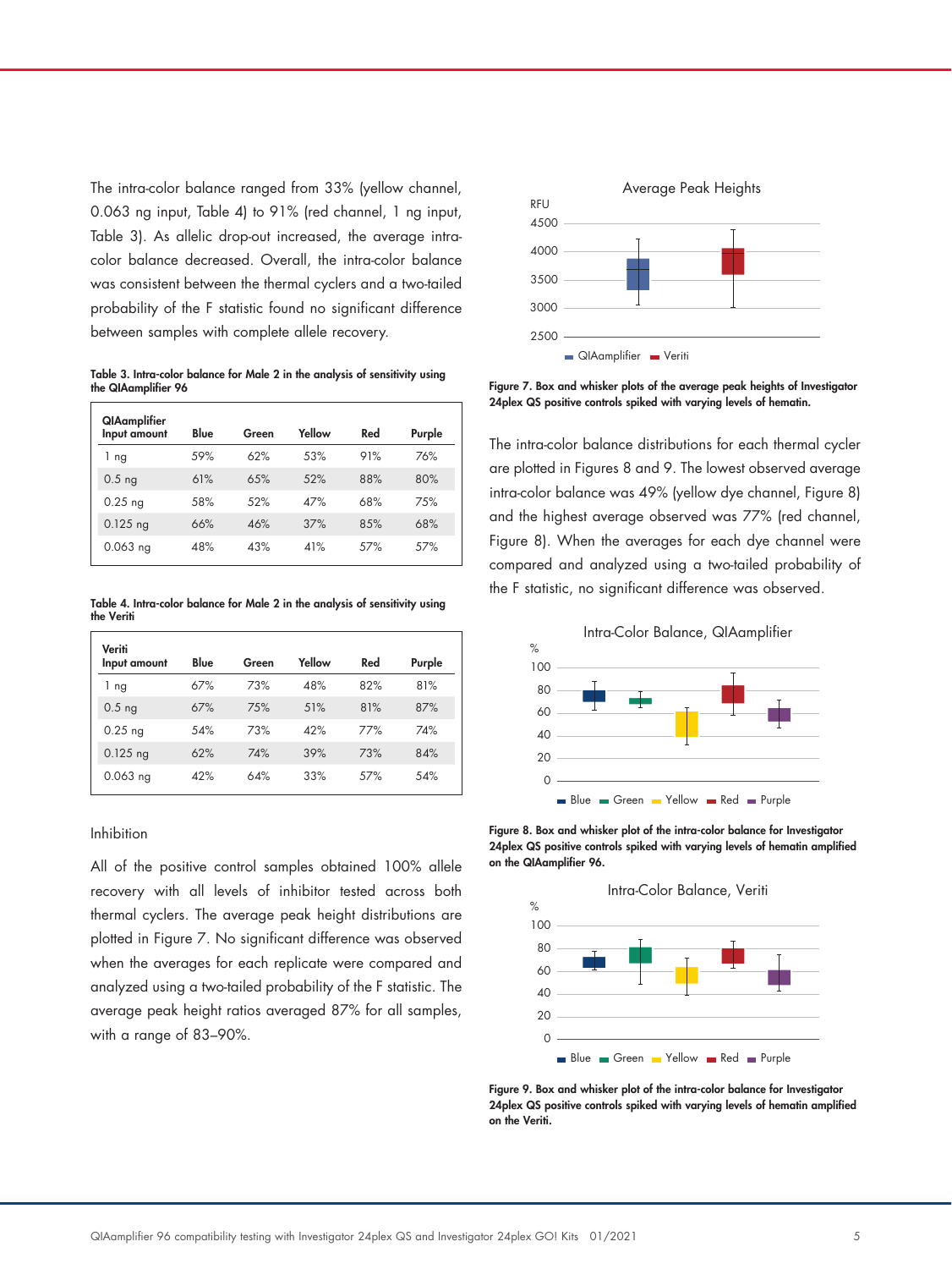The intra-color balance ranged from 33% (yellow channel, 0.063 ng input, Table 4) to 91% (red channel, 1 ng input, Table 3). As allelic drop-out increased, the average intra-color balance decreased. Overall, the intra-color balance was consistent between the thermal cyclers and a two-tailed probability of the F statistic found no significant difference between samples with complete allele recovery.

**Table 3. Intra-color balance for Male 2 in the analysis of sensitivity using the QIAamplifier 96**

| QIAamplifier Input amount | Blue | Green | Yellow | Red | Purple |
|---|---|---|---|---|---|
| 1 ng | 59% | 62% | 53% | 91% | 76% |
| 0.5 ng | 61% | 65% | 52% | 88% | 80% |
| 0.25 ng | 58% | 52% | 47% | 68% | 75% |
| 0.125 ng | 66% | 46% | 37% | 85% | 68% |
| 0.063 ng | 48% | 43% | 41% | 57% | 57% |

**Table 4. Intra-color balance for Male 2 in the analysis of sensitivity using the Veriti**

| Veriti Input amount | Blue | Green | Yellow | Red | Purple |
|---|---|---|---|---|---|
| 1 ng | 67% | 73% | 48% | 82% | 81% |
| 0.5 ng | 67% | 75% | 51% | 81% | 87% |
| 0.25 ng | 54% | 73% | 42% | 77% | 74% |
| 0.125 ng | 62% | 74% | 39% | 73% | 84% |
| 0.063 ng | 42% | 64% | 33% | 57% | 54% |

### Inhibition

All of the positive control samples obtained 100% allele recovery with all levels of inhibitor tested across both thermal cyclers. The average peak height distributions are plotted in Figure 7. No significant difference was observed when the averages for each replicate were compared and analyzed using a two-tailed probability of the F statistic. The average peak height ratios averaged 87% for all samples, with a range of 83–90%.

**Figure 7. Box and whisker plots of the average peak heights of Investigator 24plex QS positive controls spiked with varying levels of hematin.**

The intra-color balance distributions for each thermal cycler are plotted in Figures 8 and 9. The lowest observed average intra-color balance was 49% (yellow dye channel, Figure 8) and the highest average observed was 77% (red channel, Figure 8). When the averages for each dye channel were compared and analyzed using a two-tailed probability of the F statistic, no significant difference was observed.

**Figure 8. Box and whisker plot of the intra-color balance for Investigator 24plex QS positive controls spiked with varying levels of hematin amplified on the QIAamplifier 96.**

**Figure 9. Box and whisker plot of the intra-color balance for Investigator 24plex QS positive controls spiked with varying levels of hematin amplified on the Veriti.**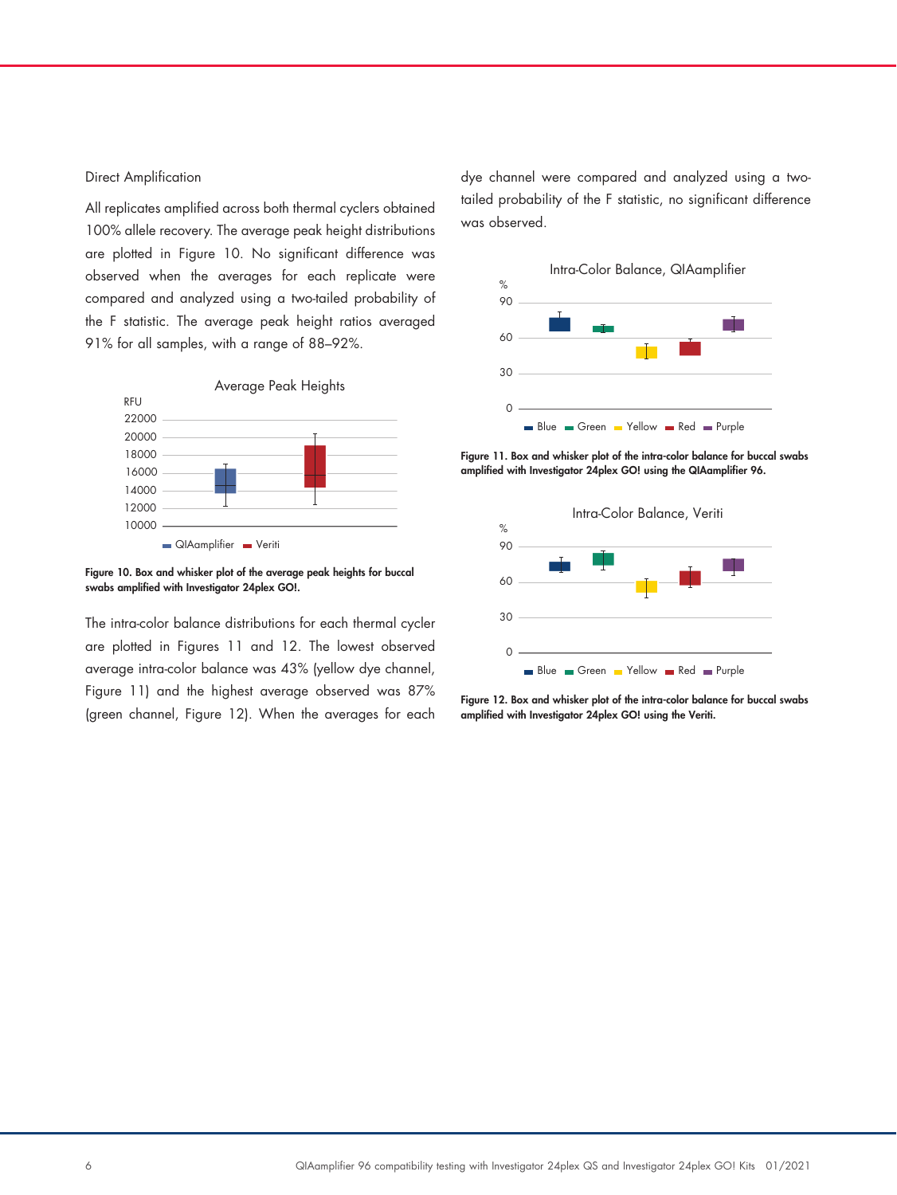Direct Amplification

All replicates amplified across both thermal cyclers obtained 100% allele recovery. The average peak height distributions are plotted in Figure 10. No significant difference was observed when the averages for each replicate were compared and analyzed using a two-tailed probability of the F statistic. The average peak height ratios averaged 91% for all samples, with a range of 88–92%.

**Figure 10. Box and whisker plot of the average peak heights for buccal swabs amplified with Investigator 24plex GO!.**

The intra-color balance distributions for each thermal cycler are plotted in Figures 11 and 12. The lowest observed average intra-color balance was 43% (yellow dye channel, Figure 11) and the highest average observed was 87% (green channel, Figure 12). When the averages for each dye channel were compared and analyzed using a two-tailed probability of the F statistic, no significant difference was observed.

**Figure 11. Box and whisker plot of the intra-color balance for buccal swabs amplified with Investigator 24plex GO! using the QIAamplifier 96.**

**Figure 12. Box and whisker plot of the intra-color balance for buccal swabs amplified with Investigator 24plex GO! using the Veriti.**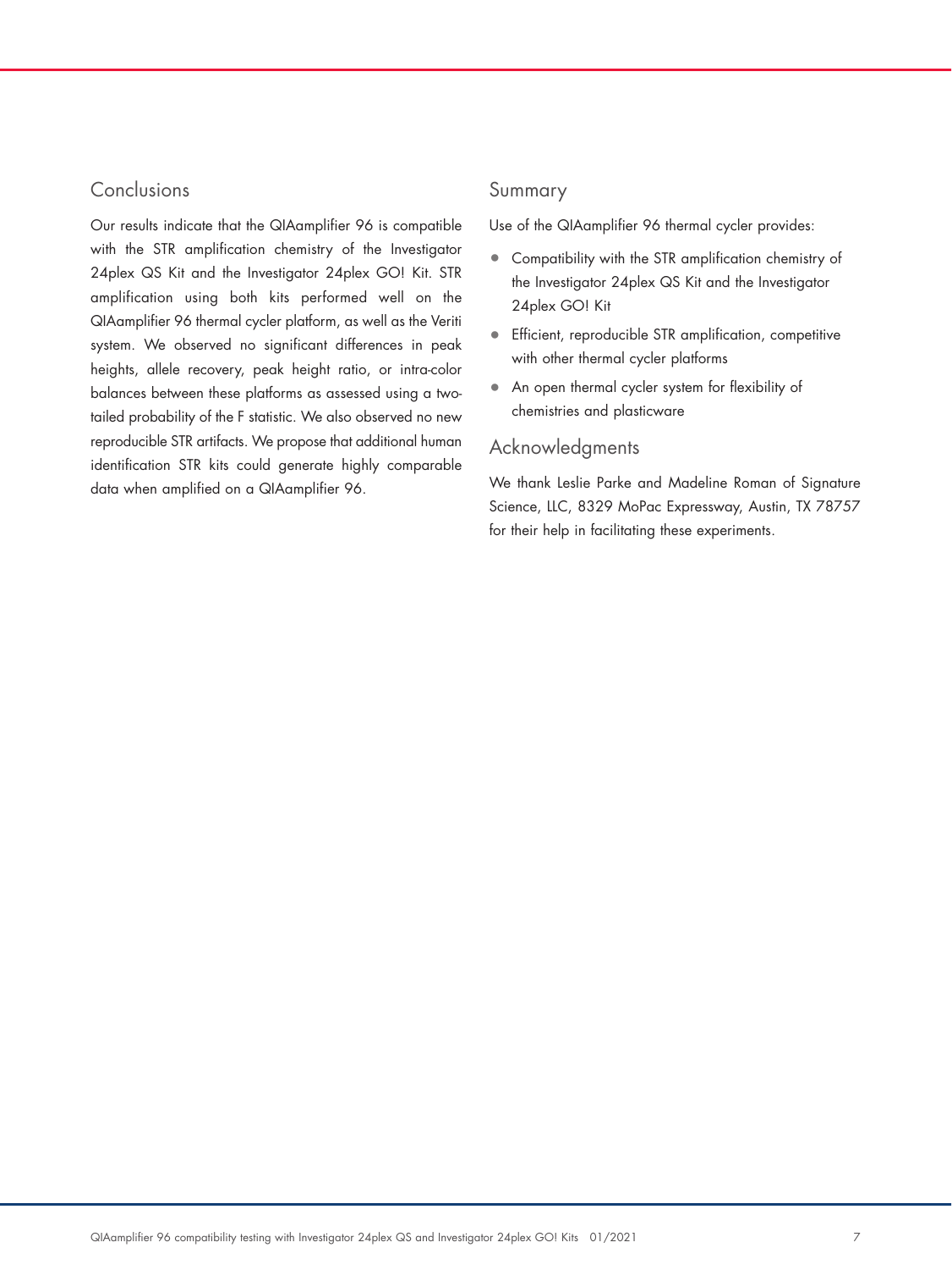## Conclusions

Our results indicate that the QIAamplifier 96 is compatible with the STR amplification chemistry of the Investigator 24plex QS Kit and the Investigator 24plex GO! Kit. STR amplification using both kits performed well on the QIAamplifier 96 thermal cycler platform, as well as the Veriti system. We observed no significant differences in peak heights, allele recovery, peak height ratio, or intra-color balances between these platforms as assessed using a two-tailed probability of the F statistic. We also observed no new reproducible STR artifacts. We propose that additional human identification STR kits could generate highly comparable data when amplified on a QIAamplifier 96.

## Summary

Use of the QIAamplifier 96 thermal cycler provides:

- Compatibility with the STR amplification chemistry of the Investigator 24plex QS Kit and the Investigator 24plex GO! Kit
- Efficient, reproducible STR amplification, competitive with other thermal cycler platforms
- An open thermal cycler system for flexibility of chemistries and plasticware

## Acknowledgments

We thank Leslie Parke and Madeline Roman of Signature Science, LLC, 8329 MoPac Expressway, Austin, TX 78757 for their help in facilitating these experiments.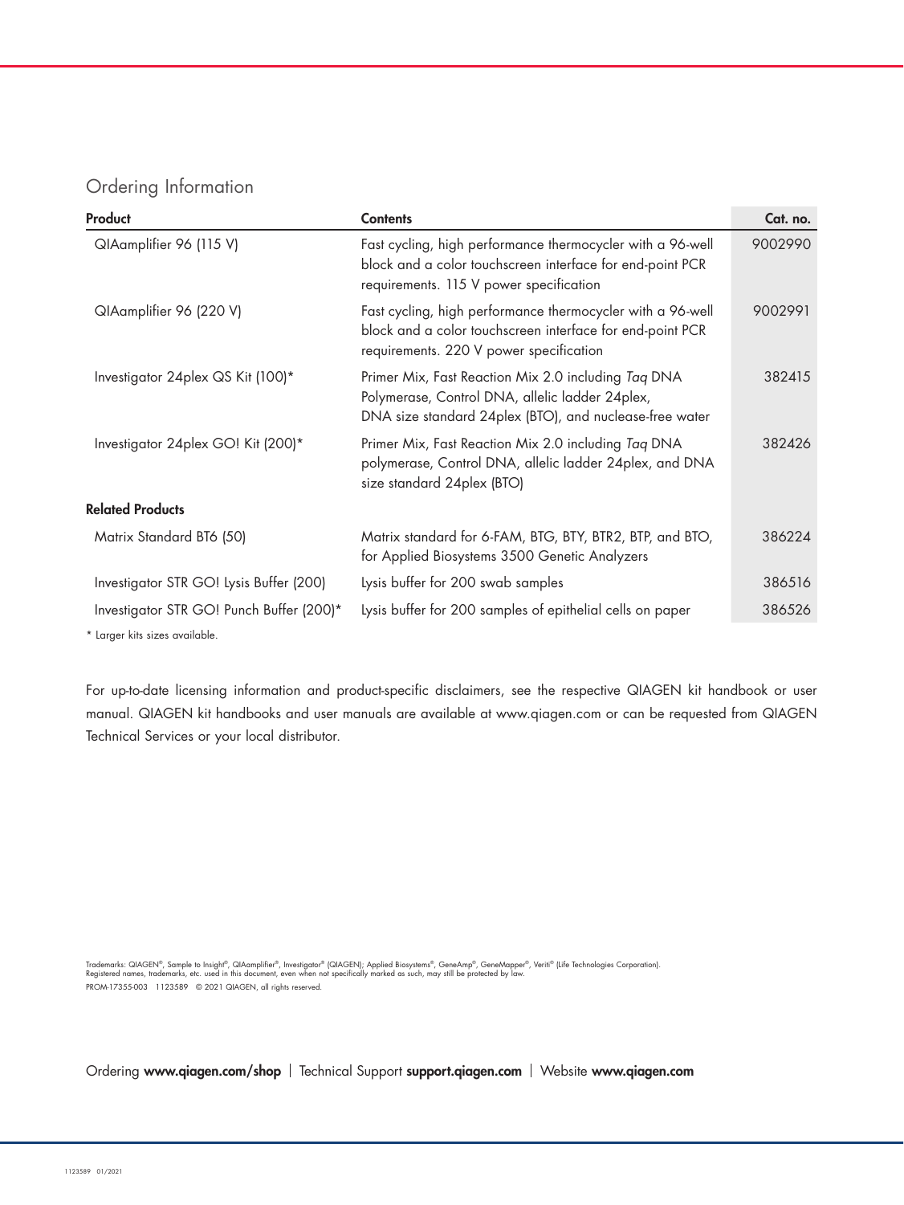## Ordering Information

| Product | Contents | Cat. no. |
|---|---|---|
| QIAamplifier 96 (115 V) | Fast cycling, high performance thermocycler with a 96-well block and a color touchscreen interface for end-point PCR requirements. 115 V power specification | 9002990 |
| QIAamplifier 96 (220 V) | Fast cycling, high performance thermocycler with a 96-well block and a color touchscreen interface for end-point PCR requirements. 220 V power specification | 9002991 |
| Investigator 24plex QS Kit (100)* | Primer Mix, Fast Reaction Mix 2.0 including *Taq* DNA Polymerase, Control DNA, allelic ladder 24plex, DNA size standard 24plex (BTO), and nuclease-free water | 382415 |
| Investigator 24plex GO! Kit (200)* | Primer Mix, Fast Reaction Mix 2.0 including *Taq* DNA polymerase, Control DNA, allelic ladder 24plex, and DNA size standard 24plex (BTO) | 382426 |
| **Related Products** | | |
| Matrix Standard BT6 (50) | Matrix standard for 6-FAM, BTG, BTY, BTR2, BTP, and BTO, for Applied Biosystems 3500 Genetic Analyzers | 386224 |
| Investigator STR GO! Lysis Buffer (200) | Lysis buffer for 200 swab samples | 386516 |
| Investigator STR GO! Punch Buffer (200)* | Lysis buffer for 200 samples of epithelial cells on paper | 386526 |

* Larger kits sizes available.

For up-to-date licensing information and product-specific disclaimers, see the respective QIAGEN kit handbook or user manual. QIAGEN kit handbooks and user manuals are available at www.qiagen.com or can be requested from QIAGEN Technical Services or your local distributor.

Trademarks: QIAGEN®, Sample to Insight®, QIAamplifier®, Investigator® (QIAGEN); Applied Biosystems®, GeneAmp®, GeneMapper®, Veriti® (Life Technologies Corporation). Registered names, trademarks, etc. used in this document, even when not specifically marked as such, may still be protected by law.

PROM-17355-003 1123589 © 2021 QIAGEN, all rights reserved.

Ordering **www.qiagen.com/shop** | Technical Support **support.qiagen.com** | Website **www.qiagen.com**

1123589 01/2021